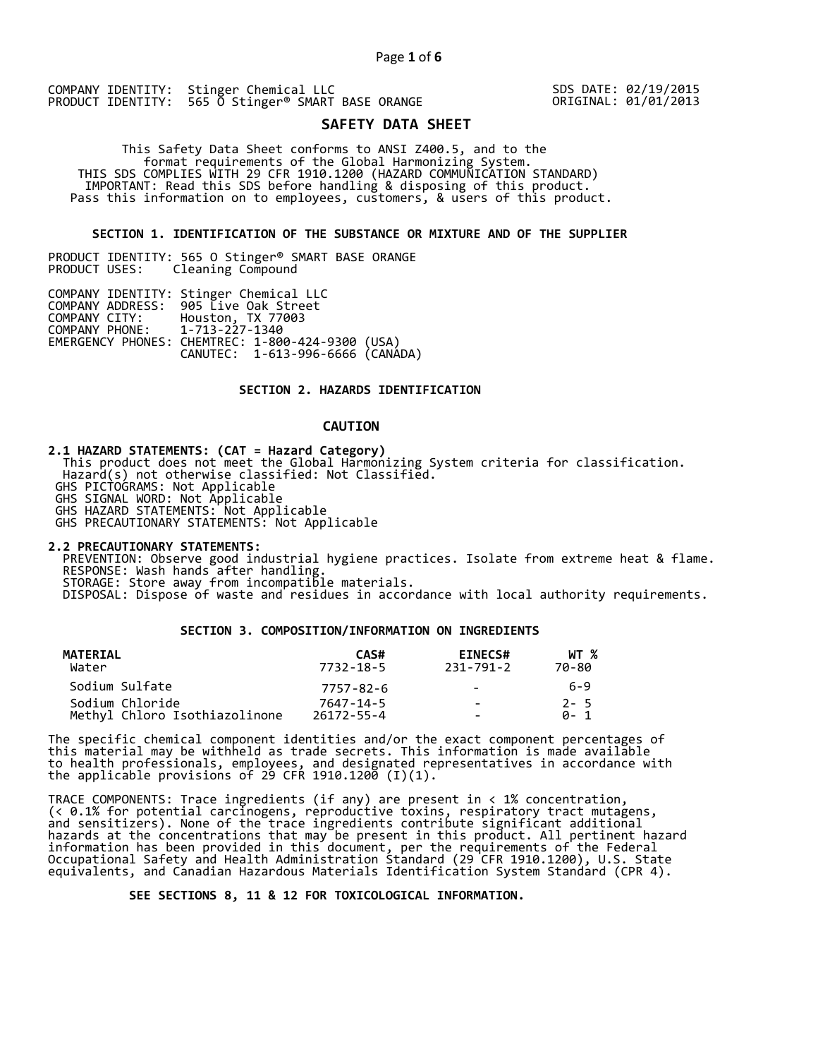COMPANY IDENTITY: Stinger Chemical LLC
PRODUCT IDENTITY: 565 O Stinger® SMART BASE ORANGE

SDS DATE: 02/19/2015
ORIGINAL: 01/01/2013

# SAFETY DATA SHEET

This Safety Data Sheet conforms to ANSI Z400.5, and to the format requirements of the Global Harmonizing System.
THIS SDS COMPLIES WITH 29 CFR 1910.1200 (HAZARD COMMUNICATION STANDARD)
IMPORTANT: Read this SDS before handling & disposing of this product.
Pass this information on to employees, customers, & users of this product.

## SECTION 1. IDENTIFICATION OF THE SUBSTANCE OR MIXTURE AND OF THE SUPPLIER

PRODUCT IDENTITY: 565 O Stinger® SMART BASE ORANGE
PRODUCT USES: Cleaning Compound

COMPANY IDENTITY: Stinger Chemical LLC
COMPANY ADDRESS: 905 Live Oak Street
COMPANY CITY: Houston, TX 77003
COMPANY PHONE: 1-713-227-1340
EMERGENCY PHONES: CHEMTREC: 1-800-424-9300 (USA)
CANUTEC: 1-613-996-6666 (CANADA)

## SECTION 2. HAZARDS IDENTIFICATION

**CAUTION**

**2.1 HAZARD STATEMENTS: (CAT = Hazard Category)**
This product does not meet the Global Harmonizing System criteria for classification.
Hazard(s) not otherwise classified: Not Classified.
GHS PICTOGRAMS: Not Applicable
GHS SIGNAL WORD: Not Applicable
GHS HAZARD STATEMENTS: Not Applicable
GHS PRECAUTIONARY STATEMENTS: Not Applicable

**2.2 PRECAUTIONARY STATEMENTS:**
PREVENTION: Observe good industrial hygiene practices. Isolate from extreme heat & flame.
RESPONSE: Wash hands after handling.
STORAGE: Store away from incompatible materials.
DISPOSAL: Dispose of waste and residues in accordance with local authority requirements.

## SECTION 3. COMPOSITION/INFORMATION ON INGREDIENTS

| MATERIAL | CAS# | EINECS# | WT % |
|---|---|---|---|
| Water | 7732-18-5 | 231-791-2 | 70-80 |
| Sodium Sulfate | 7757-82-6 | - | 6-9 |
| Sodium Chloride | 7647-14-5 | - | 2- 5 |
| Methyl Chloro Isothiazolinone | 26172-55-4 | - | 0- 1 |

The specific chemical component identities and/or the exact component percentages of this material may be withheld as trade secrets. This information is made available to health professionals, employees, and designated representatives in accordance with the applicable provisions of 29 CFR 1910.1200 (I)(1).

TRACE COMPONENTS: Trace ingredients (if any) are present in < 1% concentration, (< 0.1% for potential carcinogens, reproductive toxins, respiratory tract mutagens, and sensitizers). None of the trace ingredients contribute significant additional hazards at the concentrations that may be present in this product. All pertinent hazard information has been provided in this document, per the requirements of the Federal Occupational Safety and Health Administration Standard (29 CFR 1910.1200), U.S. State equivalents, and Canadian Hazardous Materials Identification System Standard (CPR 4).

**SEE SECTIONS 8, 11 & 12 FOR TOXICOLOGICAL INFORMATION.**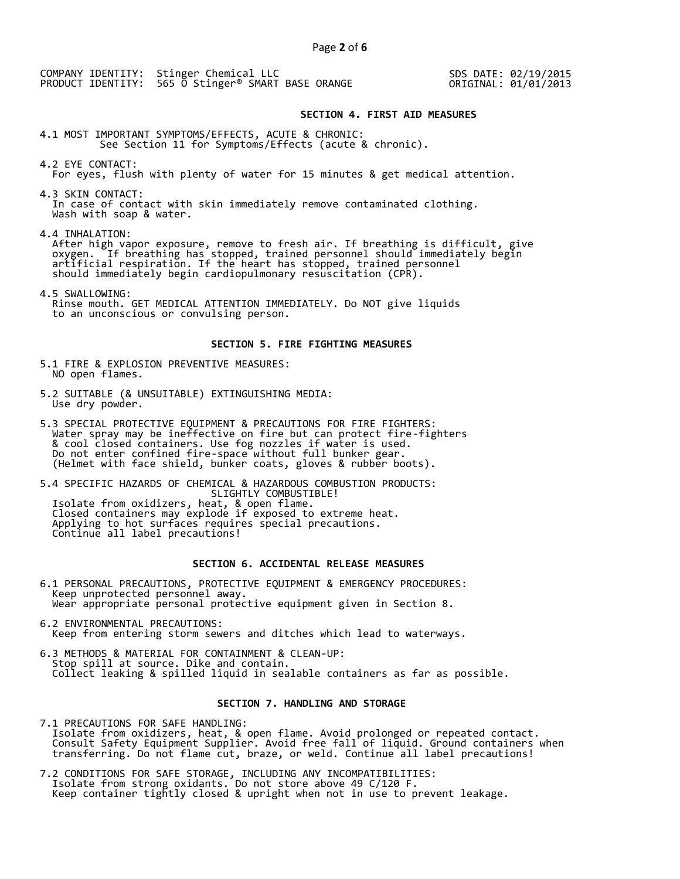COMPANY IDENTITY: Stinger Chemical LLC
PRODUCT IDENTITY: 565 O Stinger® SMART BASE ORANGE

SDS DATE: 02/19/2015
ORIGINAL: 01/01/2013

## SECTION 4. FIRST AID MEASURES

4.1 MOST IMPORTANT SYMPTOMS/EFFECTS, ACUTE & CHRONIC:
See Section 11 for Symptoms/Effects (acute & chronic).

4.2 EYE CONTACT:
For eyes, flush with plenty of water for 15 minutes & get medical attention.

4.3 SKIN CONTACT:
In case of contact with skin immediately remove contaminated clothing.
Wash with soap & water.

4.4 INHALATION:
After high vapor exposure, remove to fresh air. If breathing is difficult, give oxygen. If breathing has stopped, trained personnel should immediately begin artificial respiration. If the heart has stopped, trained personnel should immediately begin cardiopulmonary resuscitation (CPR).

4.5 SWALLOWING:
Rinse mouth. GET MEDICAL ATTENTION IMMEDIATELY. Do NOT give liquids to an unconscious or convulsing person.

## SECTION 5. FIRE FIGHTING MEASURES

5.1 FIRE & EXPLOSION PREVENTIVE MEASURES:
NO open flames.

5.2 SUITABLE (& UNSUITABLE) EXTINGUISHING MEDIA:
Use dry powder.

5.3 SPECIAL PROTECTIVE EQUIPMENT & PRECAUTIONS FOR FIRE FIGHTERS:
Water spray may be ineffective on fire but can protect fire-fighters & cool closed containers. Use fog nozzles if water is used.
Do not enter confined fire-space without full bunker gear.
(Helmet with face shield, bunker coats, gloves & rubber boots).

5.4 SPECIFIC HAZARDS OF CHEMICAL & HAZARDOUS COMBUSTION PRODUCTS:
SLIGHTLY COMBUSTIBLE!
Isolate from oxidizers, heat, & open flame.
Closed containers may explode if exposed to extreme heat.
Applying to hot surfaces requires special precautions.
Continue all label precautions!

## SECTION 6. ACCIDENTAL RELEASE MEASURES

6.1 PERSONAL PRECAUTIONS, PROTECTIVE EQUIPMENT & EMERGENCY PROCEDURES:
Keep unprotected personnel away.
Wear appropriate personal protective equipment given in Section 8.

6.2 ENVIRONMENTAL PRECAUTIONS:
Keep from entering storm sewers and ditches which lead to waterways.

6.3 METHODS & MATERIAL FOR CONTAINMENT & CLEAN-UP:
Stop spill at source. Dike and contain.
Collect leaking & spilled liquid in sealable containers as far as possible.

## SECTION 7. HANDLING AND STORAGE

7.1 PRECAUTIONS FOR SAFE HANDLING:
Isolate from oxidizers, heat, & open flame. Avoid prolonged or repeated contact.
Consult Safety Equipment Supplier. Avoid free fall of liquid. Ground containers when transferring. Do not flame cut, braze, or weld. Continue all label precautions!

7.2 CONDITIONS FOR SAFE STORAGE, INCLUDING ANY INCOMPATIBILITIES:
Isolate from strong oxidants. Do not store above 49 C/120 F.
Keep container tightly closed & upright when not in use to prevent leakage.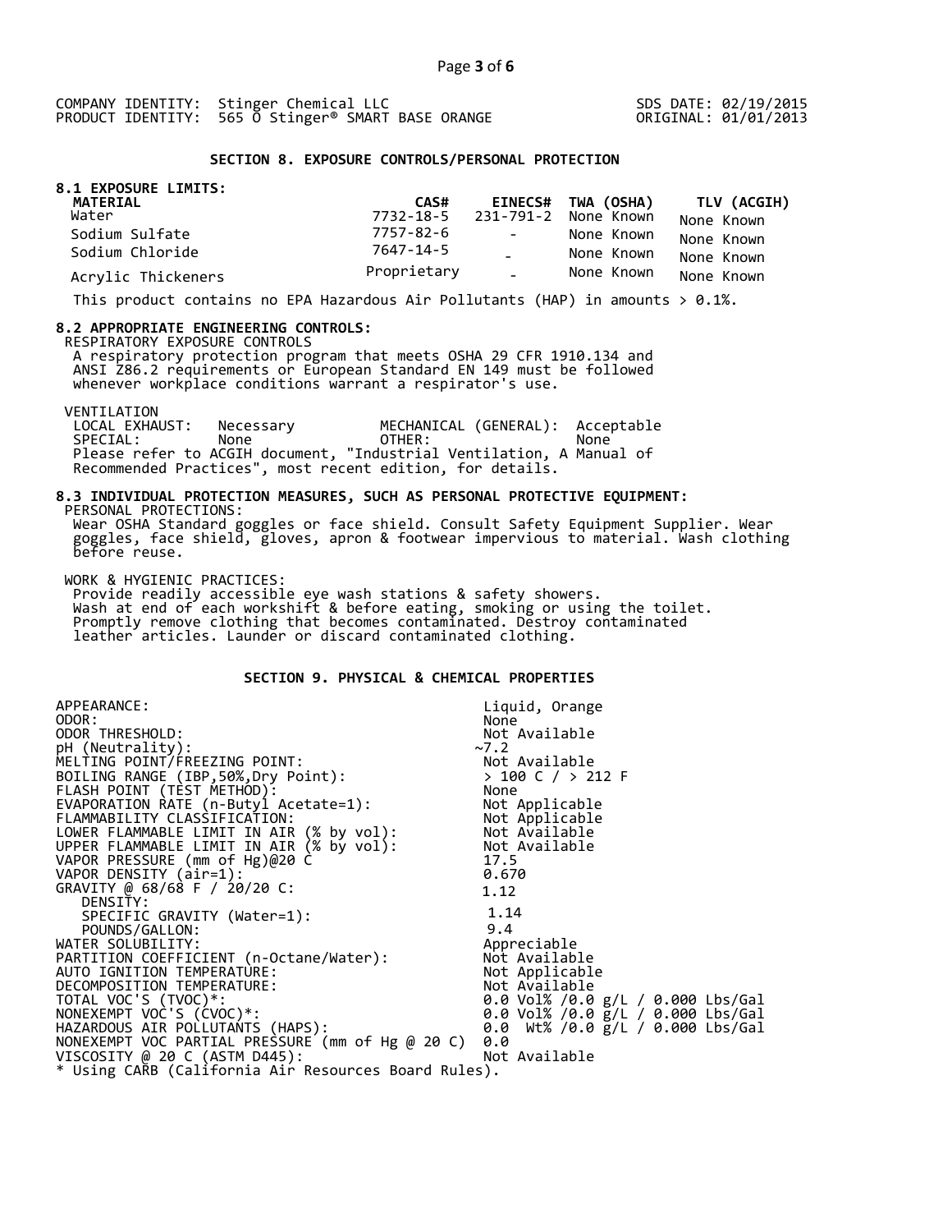COMPANY IDENTITY: Stinger Chemical LLC
PRODUCT IDENTITY: 565 O Stinger® SMART BASE ORANGE

SDS DATE: 02/19/2015
ORIGINAL: 01/01/2013

## SECTION 8. EXPOSURE CONTROLS/PERSONAL PROTECTION

### 8.1 EXPOSURE LIMITS:

| MATERIAL | CAS# | EINECS# | TWA (OSHA) | TLV (ACGIH) |
|---|---|---|---|---|
| Water | 7732-18-5 | 231-791-2 | None Known | None Known |
| Sodium Sulfate | 7757-82-6 | - | None Known | None Known |
| Sodium Chloride | 7647-14-5 | - | None Known | None Known |
| Acrylic Thickeners | Proprietary | - | None Known | None Known |

This product contains no EPA Hazardous Air Pollutants (HAP) in amounts > 0.1%.

### 8.2 APPROPRIATE ENGINEERING CONTROLS:

RESPIRATORY EXPOSURE CONTROLS
A respiratory protection program that meets OSHA 29 CFR 1910.134 and ANSI Z86.2 requirements or European Standard EN 149 must be followed whenever workplace conditions warrant a respirator's use.

VENTILATION

LOCAL EXHAUST: Necessary    MECHANICAL (GENERAL): Acceptable
SPECIAL: None    OTHER: None

Please refer to ACGIH document, "Industrial Ventilation, A Manual of Recommended Practices", most recent edition, for details.

### 8.3 INDIVIDUAL PROTECTION MEASURES, SUCH AS PERSONAL PROTECTIVE EQUIPMENT:

PERSONAL PROTECTIONS:
Wear OSHA Standard goggles or face shield. Consult Safety Equipment Supplier. Wear goggles, face shield, gloves, apron & footwear impervious to material. Wash clothing before reuse.

WORK & HYGIENIC PRACTICES:
Provide readily accessible eye wash stations & safety showers.
Wash at end of each workshift & before eating, smoking or using the toilet.
Promptly remove clothing that becomes contaminated. Destroy contaminated leather articles. Launder or discard contaminated clothing.

## SECTION 9. PHYSICAL & CHEMICAL PROPERTIES

| | |
|---|---|
| APPEARANCE: | Liquid, Orange |
| ODOR: | None |
| ODOR THRESHOLD: | Not Available |
| pH (Neutrality): | ~7.2 |
| MELTING POINT/FREEZING POINT: | Not Available |
| BOILING RANGE (IBP,50%,Dry Point): | > 100 C / > 212 F |
| FLASH POINT (TEST METHOD): | None |
| EVAPORATION RATE (n-Butyl Acetate=1): | Not Applicable |
| FLAMMABILITY CLASSIFICATION: | Not Applicable |
| LOWER FLAMMABLE LIMIT IN AIR (% by vol): | Not Available |
| UPPER FLAMMABLE LIMIT IN AIR (% by vol): | Not Available |
| VAPOR PRESSURE (mm of Hg)@20 C | 17.5 |
| VAPOR DENSITY (air=1): | 0.670 |
| GRAVITY @ 68/68 F / 20/20 C: | 1.12 |
| DENSITY: | |
| SPECIFIC GRAVITY (Water=1): | 1.14 |
| POUNDS/GALLON: | 9.4 |
| WATER SOLUBILITY: | Appreciable |
| PARTITION COEFFICIENT (n-Octane/Water): | Not Available |
| AUTO IGNITION TEMPERATURE: | Not Applicable |
| DECOMPOSITION TEMPERATURE: | Not Available |
| TOTAL VOC'S (TVOC)*: | 0.0 Vol% /0.0 g/L / 0.000 Lbs/Gal |
| NONEXEMPT VOC'S (CVOC)*: | 0.0 Vol% /0.0 g/L / 0.000 Lbs/Gal |
| HAZARDOUS AIR POLLUTANTS (HAPS): | 0.0 Wt% /0.0 g/L / 0.000 Lbs/Gal |
| NONEXEMPT VOC PARTIAL PRESSURE (mm of Hg @ 20 C) | 0.0 |
| VISCOSITY @ 20 C (ASTM D445): | Not Available |

* Using CARB (California Air Resources Board Rules).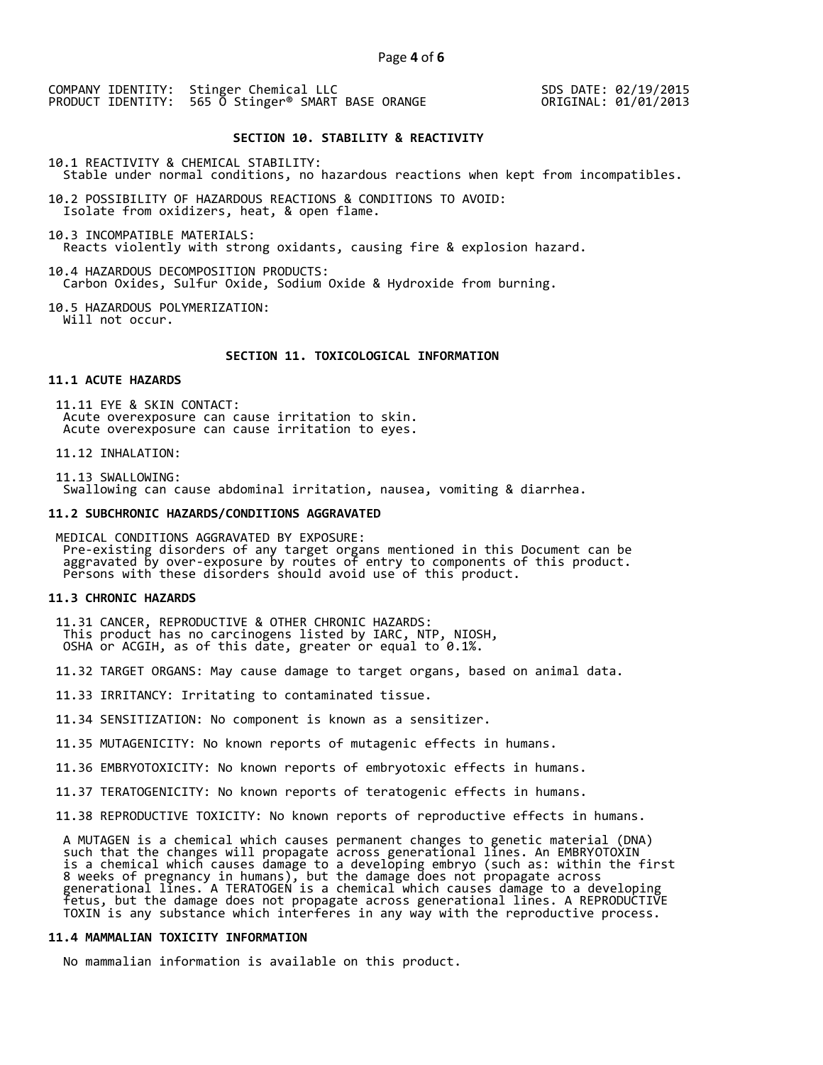COMPANY IDENTITY: Stinger Chemical LLC
PRODUCT IDENTITY: 565 O Stinger® SMART BASE ORANGE

SDS DATE: 02/19/2015
ORIGINAL: 01/01/2013

## SECTION 10. STABILITY & REACTIVITY

10.1 REACTIVITY & CHEMICAL STABILITY:
Stable under normal conditions, no hazardous reactions when kept from incompatibles.

10.2 POSSIBILITY OF HAZARDOUS REACTIONS & CONDITIONS TO AVOID:
Isolate from oxidizers, heat, & open flame.

10.3 INCOMPATIBLE MATERIALS:
Reacts violently with strong oxidants, causing fire & explosion hazard.

10.4 HAZARDOUS DECOMPOSITION PRODUCTS:
Carbon Oxides, Sulfur Oxide, Sodium Oxide & Hydroxide from burning.

10.5 HAZARDOUS POLYMERIZATION:
Will not occur.

## SECTION 11. TOXICOLOGICAL INFORMATION

### 11.1 ACUTE HAZARDS

11.11 EYE & SKIN CONTACT:
Acute overexposure can cause irritation to skin.
Acute overexposure can cause irritation to eyes.

11.12 INHALATION:

11.13 SWALLOWING:
Swallowing can cause abdominal irritation, nausea, vomiting & diarrhea.

### 11.2 SUBCHRONIC HAZARDS/CONDITIONS AGGRAVATED

MEDICAL CONDITIONS AGGRAVATED BY EXPOSURE:
Pre-existing disorders of any target organs mentioned in this Document can be aggravated by over-exposure by routes of entry to components of this product. Persons with these disorders should avoid use of this product.

### 11.3 CHRONIC HAZARDS

11.31 CANCER, REPRODUCTIVE & OTHER CHRONIC HAZARDS:
This product has no carcinogens listed by IARC, NTP, NIOSH, OSHA or ACGIH, as of this date, greater or equal to 0.1%.

11.32 TARGET ORGANS: May cause damage to target organs, based on animal data.

11.33 IRRITANCY: Irritating to contaminated tissue.

11.34 SENSITIZATION: No component is known as a sensitizer.

11.35 MUTAGENICITY: No known reports of mutagenic effects in humans.

11.36 EMBRYOTOXICITY: No known reports of embryotoxic effects in humans.

11.37 TERATOGENICITY: No known reports of teratogenic effects in humans.

11.38 REPRODUCTIVE TOXICITY: No known reports of reproductive effects in humans.

A MUTAGEN is a chemical which causes permanent changes to genetic material (DNA) such that the changes will propagate across generational lines. An EMBRYOTOXIN is a chemical which causes damage to a developing embryo (such as: within the first 8 weeks of pregnancy in humans), but the damage does not propagate across generational lines. A TERATOGEN is a chemical which causes damage to a developing fetus, but the damage does not propagate across generational lines. A REPRODUCTIVE TOXIN is any substance which interferes in any way with the reproductive process.

### 11.4 MAMMALIAN TOXICITY INFORMATION

No mammalian information is available on this product.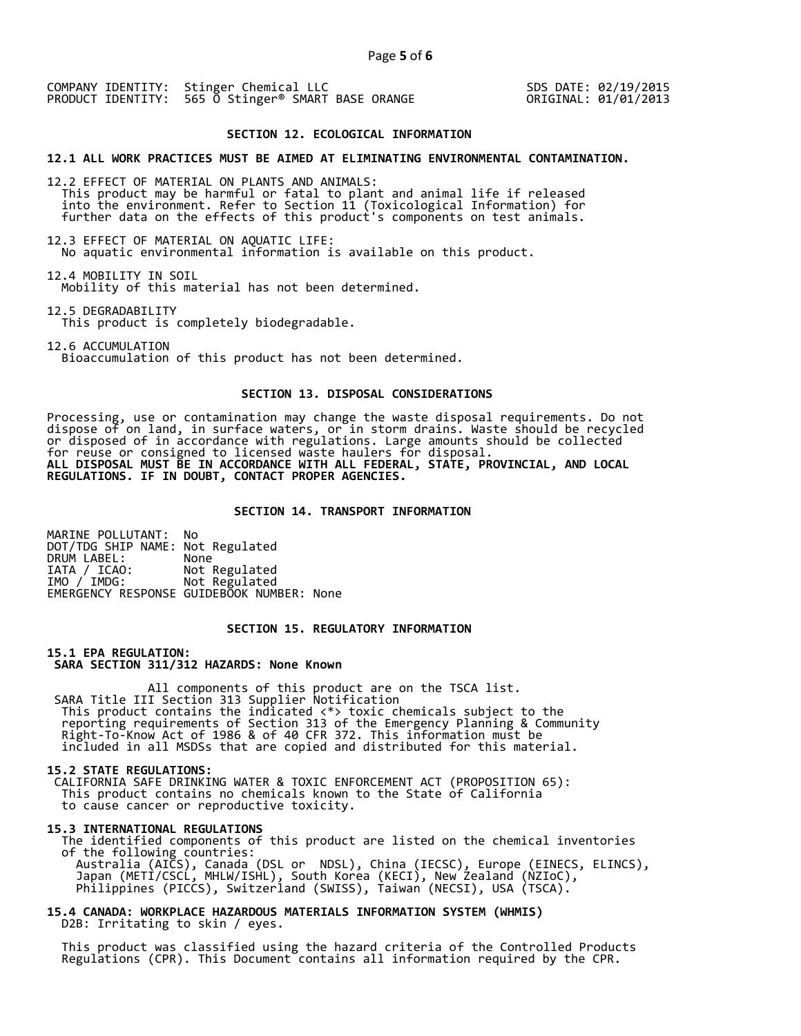COMPANY IDENTITY: Stinger Chemical LLC
PRODUCT IDENTITY: 565 O Stinger® SMART BASE ORANGE

SDS DATE: 02/19/2015
ORIGINAL: 01/01/2013

## SECTION 12. ECOLOGICAL INFORMATION

**12.1 ALL WORK PRACTICES MUST BE AIMED AT ELIMINATING ENVIRONMENTAL CONTAMINATION.**

12.2 EFFECT OF MATERIAL ON PLANTS AND ANIMALS:
This product may be harmful or fatal to plant and animal life if released into the environment. Refer to Section 11 (Toxicological Information) for further data on the effects of this product's components on test animals.

12.3 EFFECT OF MATERIAL ON AQUATIC LIFE:
No aquatic environmental information is available on this product.

12.4 MOBILITY IN SOIL
Mobility of this material has not been determined.

12.5 DEGRADABILITY
This product is completely biodegradable.

12.6 ACCUMULATION
Bioaccumulation of this product has not been determined.

## SECTION 13. DISPOSAL CONSIDERATIONS

Processing, use or contamination may change the waste disposal requirements. Do not dispose of on land, in surface waters, or in storm drains. Waste should be recycled or disposed of in accordance with regulations. Large amounts should be collected for reuse or consigned to licensed waste haulers for disposal.
**ALL DISPOSAL MUST BE IN ACCORDANCE WITH ALL FEDERAL, STATE, PROVINCIAL, AND LOCAL REGULATIONS. IF IN DOUBT, CONTACT PROPER AGENCIES.**

## SECTION 14. TRANSPORT INFORMATION

MARINE POLLUTANT: No
DOT/TDG SHIP NAME: Not Regulated
DRUM LABEL: None
IATA / ICAO: Not Regulated
IMO / IMDG: Not Regulated
EMERGENCY RESPONSE GUIDEBOOK NUMBER: None

## SECTION 15. REGULATORY INFORMATION

**15.1 EPA REGULATION:**
**SARA SECTION 311/312 HAZARDS: None Known**

All components of this product are on the TSCA list.
SARA Title III Section 313 Supplier Notification
This product contains the indicated <*> toxic chemicals subject to the reporting requirements of Section 313 of the Emergency Planning & Community Right-To-Know Act of 1986 & of 40 CFR 372. This information must be included in all MSDSs that are copied and distributed for this material.

**15.2 STATE REGULATIONS:**
CALIFORNIA SAFE DRINKING WATER & TOXIC ENFORCEMENT ACT (PROPOSITION 65):
This product contains no chemicals known to the State of California to cause cancer or reproductive toxicity.

**15.3 INTERNATIONAL REGULATIONS**
The identified components of this product are listed on the chemical inventories of the following countries:
Australia (AICS), Canada (DSL or NDSL), China (IECSC), Europe (EINECS, ELINCS), Japan (METI/CSCL, MHLW/ISHL), South Korea (KECI), New Zealand (NZIoC), Philippines (PICCS), Switzerland (SWISS), Taiwan (NECSI), USA (TSCA).

**15.4 CANADA: WORKPLACE HAZARDOUS MATERIALS INFORMATION SYSTEM (WHMIS)**
D2B: Irritating to skin / eyes.

This product was classified using the hazard criteria of the Controlled Products Regulations (CPR). This Document contains all information required by the CPR.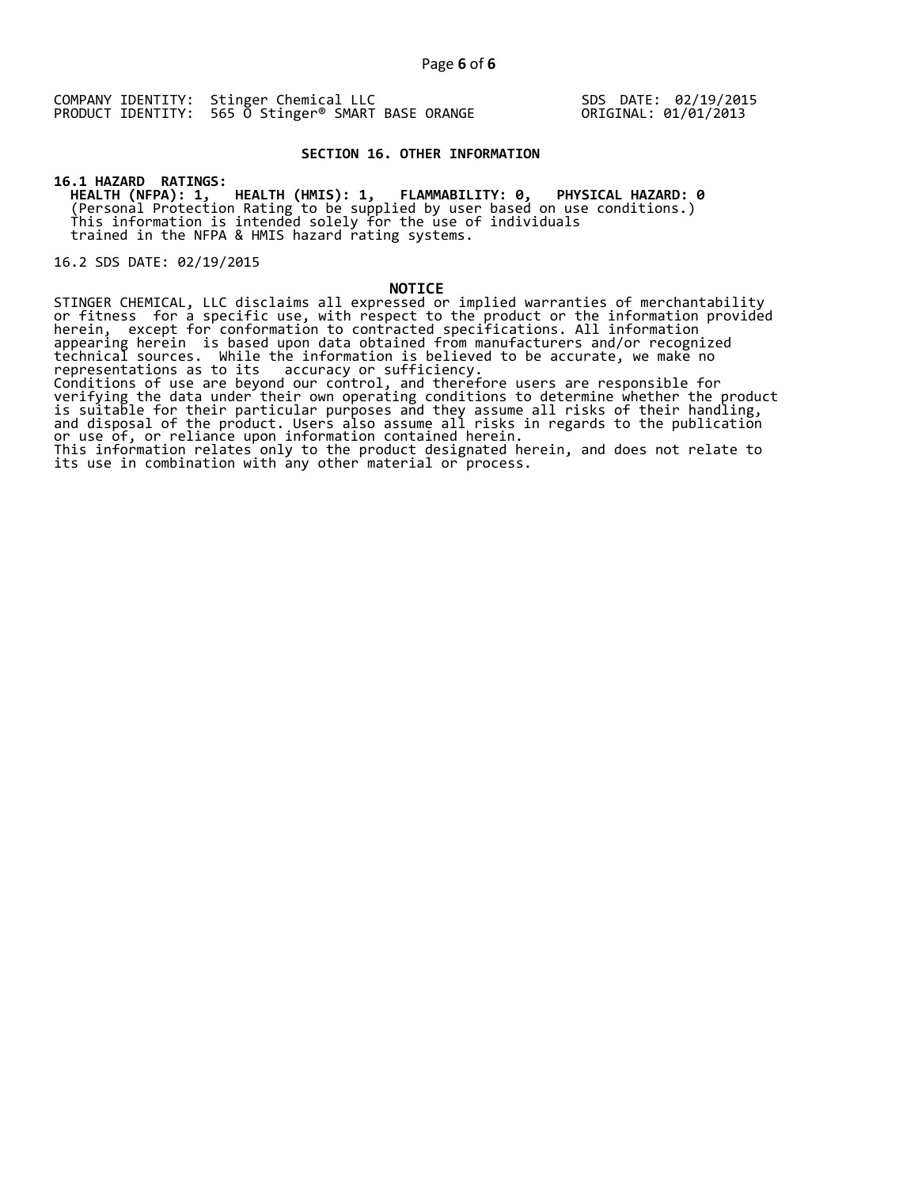COMPANY IDENTITY: Stinger Chemical LLC
PRODUCT IDENTITY: 565 O Stinger® SMART BASE ORANGE

SDS DATE: 02/19/2015
ORIGINAL: 01/01/2013

## SECTION 16. OTHER INFORMATION

**16.1 HAZARD RATINGS:**

**HEALTH (NFPA): 1, HEALTH (HMIS): 1, FLAMMABILITY: 0, PHYSICAL HAZARD: 0**

(Personal Protection Rating to be supplied by user based on use conditions.)
This information is intended solely for the use of individuals trained in the NFPA & HMIS hazard rating systems.

16.2 SDS DATE: 02/19/2015

### NOTICE

STINGER CHEMICAL, LLC disclaims all expressed or implied warranties of merchantability or fitness for a specific use, with respect to the product or the information provided herein, except for conformation to contracted specifications. All information appearing herein is based upon data obtained from manufacturers and/or recognized technical sources. While the information is believed to be accurate, we make no representations as to its accuracy or sufficiency.
Conditions of use are beyond our control, and therefore users are responsible for verifying the data under their own operating conditions to determine whether the product is suitable for their particular purposes and they assume all risks of their handling, and disposal of the product. Users also assume all risks in regards to the publication or use of, or reliance upon information contained herein.
This information relates only to the product designated herein, and does not relate to its use in combination with any other material or process.